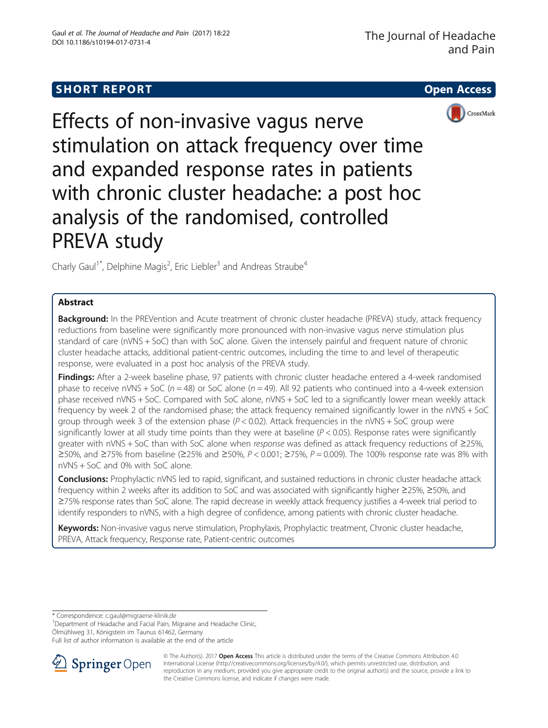SHORT REPORT

Open Access

# Effects of non-invasive vagus nerve stimulation on attack frequency over time and expanded response rates in patients with chronic cluster headache: a post hoc analysis of the randomised, controlled PREVA study

Charly Gaul[1*], Delphine Magis[2], Eric Liebler[3] and Andreas Straube[4]

## Abstract

**Background:** In the PREVention and Acute treatment of chronic cluster headache (PREVA) study, attack frequency reductions from baseline were significantly more pronounced with non-invasive vagus nerve stimulation plus standard of care (nVNS + SoC) than with SoC alone. Given the intensely painful and frequent nature of chronic cluster headache attacks, additional patient-centric outcomes, including the time to and level of therapeutic response, were evaluated in a post hoc analysis of the PREVA study.

**Findings:** After a 2-week baseline phase, 97 patients with chronic cluster headache entered a 4-week randomised phase to receive nVNS + SoC ($n = 48$) or SoC alone ($n = 49$). All 92 patients who continued into a 4-week extension phase received nVNS + SoC. Compared with SoC alone, nVNS + SoC led to a significantly lower mean weekly attack frequency by week 2 of the randomised phase; the attack frequency remained significantly lower in the nVNS + SoC group through week 3 of the extension phase ($P < 0.02$). Attack frequencies in the nVNS + SoC group were significantly lower at all study time points than they were at baseline ($P < 0.05$). Response rates were significantly greater with nVNS + SoC than with SoC alone when *response* was defined as attack frequency reductions of ≥25%, ≥50%, and ≥75% from baseline (≥25% and ≥50%, $P < 0.001$; ≥75%, $P = 0.009$). The 100% response rate was 8% with nVNS + SoC and 0% with SoC alone.

**Conclusions:** Prophylactic nVNS led to rapid, significant, and sustained reductions in chronic cluster headache attack frequency within 2 weeks after its addition to SoC and was associated with significantly higher ≥25%, ≥50%, and ≥75% response rates than SoC alone. The rapid decrease in weekly attack frequency justifies a 4-week trial period to identify responders to nVNS, with a high degree of confidence, among patients with chronic cluster headache.

**Keywords:** Non-invasive vagus nerve stimulation, Prophylaxis, Prophylactic treatment, Chronic cluster headache, PREVA, Attack frequency, Response rate, Patient-centric outcomes

---

* Correspondence: c.gaul@migraene-klinik.de

[1]Department of Headache and Facial Pain, Migraine and Headache Clinic, Ölmühlweg 31, Königstein im Taunus 61462, Germany

Full list of author information is available at the end of the article

© The Author(s). 2017 **Open Access** This article is distributed under the terms of the Creative Commons Attribution 4.0 International License (http://creativecommons.org/licenses/by/4.0/), which permits unrestricted use, distribution, and reproduction in any medium, provided you give appropriate credit to the original author(s) and the source, provide a link to the Creative Commons license, and indicate if changes were made.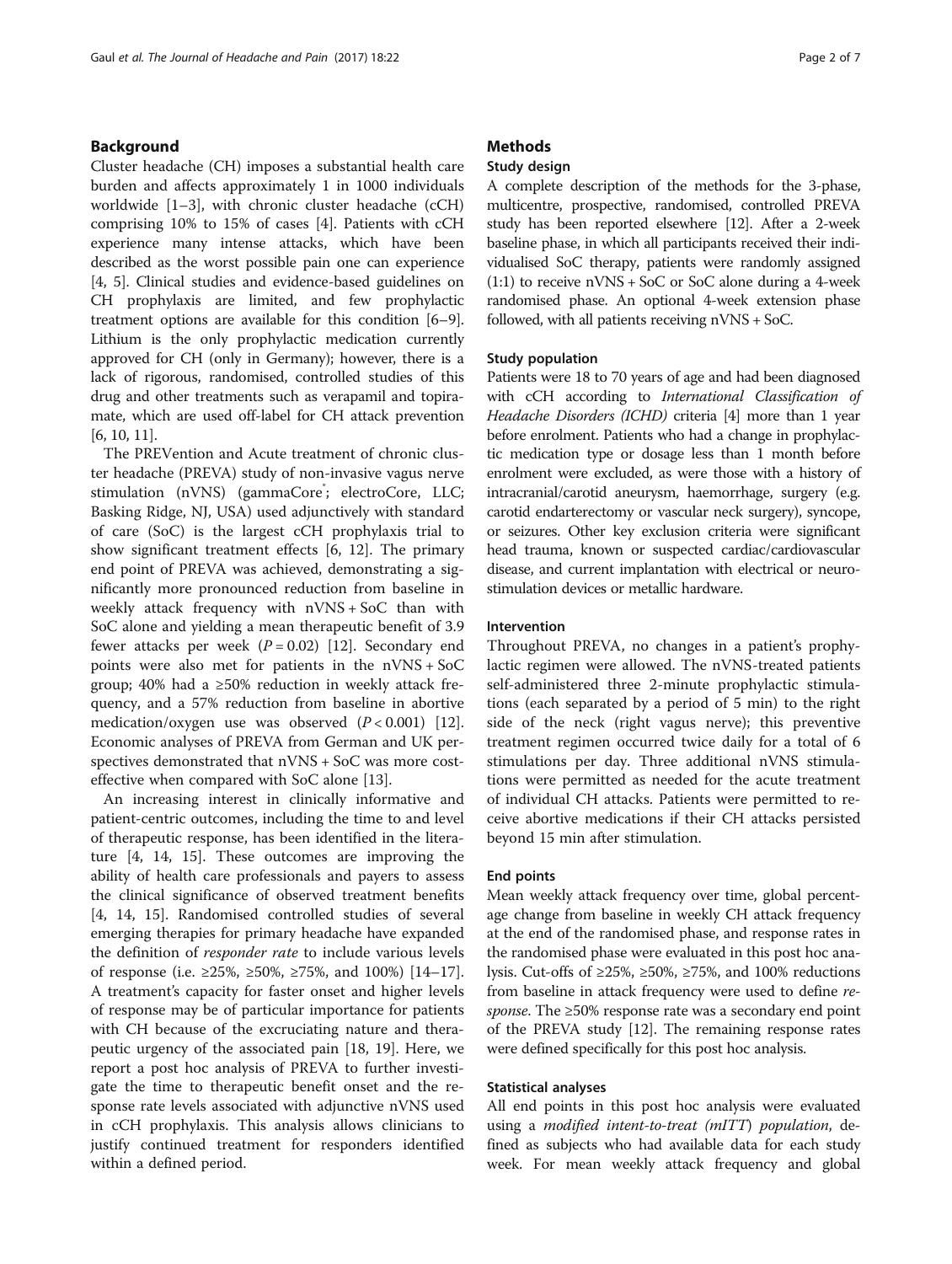## Background

Cluster headache (CH) imposes a substantial health care burden and affects approximately 1 in 1000 individuals worldwide [1–3], with chronic cluster headache (cCH) comprising 10% to 15% of cases [4]. Patients with cCH experience many intense attacks, which have been described as the worst possible pain one can experience [4, 5]. Clinical studies and evidence-based guidelines on CH prophylaxis are limited, and few prophylactic treatment options are available for this condition [6–9]. Lithium is the only prophylactic medication currently approved for CH (only in Germany); however, there is a lack of rigorous, randomised, controlled studies of this drug and other treatments such as verapamil and topiramate, which are used off-label for CH attack prevention [6, 10, 11].

The PREVention and Acute treatment of chronic cluster headache (PREVA) study of non-invasive vagus nerve stimulation (nVNS) (gammaCore®; electroCore, LLC; Basking Ridge, NJ, USA) used adjunctively with standard of care (SoC) is the largest cCH prophylaxis trial to show significant treatment effects [6, 12]. The primary end point of PREVA was achieved, demonstrating a significantly more pronounced reduction from baseline in weekly attack frequency with nVNS + SoC than with SoC alone and yielding a mean therapeutic benefit of 3.9 fewer attacks per week ($P = 0.02$) [12]. Secondary end points were also met for patients in the nVNS + SoC group; 40% had a ≥50% reduction in weekly attack frequency, and a 57% reduction from baseline in abortive medication/oxygen use was observed ($P < 0.001$) [12]. Economic analyses of PREVA from German and UK perspectives demonstrated that nVNS + SoC was more cost-effective when compared with SoC alone [13].

An increasing interest in clinically informative and patient-centric outcomes, including the time to and level of therapeutic response, has been identified in the literature [4, 14, 15]. These outcomes are improving the ability of health care professionals and payers to assess the clinical significance of observed treatment benefits [4, 14, 15]. Randomised controlled studies of several emerging therapies for primary headache have expanded the definition of *responder rate* to include various levels of response (i.e. ≥25%, ≥50%, ≥75%, and 100%) [14–17]. A treatment's capacity for faster onset and higher levels of response may be of particular importance for patients with CH because of the excruciating nature and therapeutic urgency of the associated pain [18, 19]. Here, we report a post hoc analysis of PREVA to further investigate the time to therapeutic benefit onset and the response rate levels associated with adjunctive nVNS used in cCH prophylaxis. This analysis allows clinicians to justify continued treatment for responders identified within a defined period.

## Methods

### Study design

A complete description of the methods for the 3-phase, multicentre, prospective, randomised, controlled PREVA study has been reported elsewhere [12]. After a 2-week baseline phase, in which all participants received their individualised SoC therapy, patients were randomly assigned (1:1) to receive nVNS + SoC or SoC alone during a 4-week randomised phase. An optional 4-week extension phase followed, with all patients receiving nVNS + SoC.

### Study population

Patients were 18 to 70 years of age and had been diagnosed with cCH according to *International Classification of Headache Disorders (ICHD)* criteria [4] more than 1 year before enrolment. Patients who had a change in prophylactic medication type or dosage less than 1 month before enrolment were excluded, as were those with a history of intracranial/carotid aneurysm, haemorrhage, surgery (e.g. carotid endarterectomy or vascular neck surgery), syncope, or seizures. Other key exclusion criteria were significant head trauma, known or suspected cardiac/cardiovascular disease, and current implantation with electrical or neurostimulation devices or metallic hardware.

### Intervention

Throughout PREVA, no changes in a patient's prophylactic regimen were allowed. The nVNS-treated patients self-administered three 2-minute prophylactic stimulations (each separated by a period of 5 min) to the right side of the neck (right vagus nerve); this preventive treatment regimen occurred twice daily for a total of 6 stimulations per day. Three additional nVNS stimulations were permitted as needed for the acute treatment of individual CH attacks. Patients were permitted to receive abortive medications if their CH attacks persisted beyond 15 min after stimulation.

### End points

Mean weekly attack frequency over time, global percentage change from baseline in weekly CH attack frequency at the end of the randomised phase, and response rates in the randomised phase were evaluated in this post hoc analysis. Cut-offs of ≥25%, ≥50%, ≥75%, and 100% reductions from baseline in attack frequency were used to define *response*. The ≥50% response rate was a secondary end point of the PREVA study [12]. The remaining response rates were defined specifically for this post hoc analysis.

### Statistical analyses

All end points in this post hoc analysis were evaluated using a *modified intent-to-treat (mITT) population*, defined as subjects who had available data for each study week. For mean weekly attack frequency and global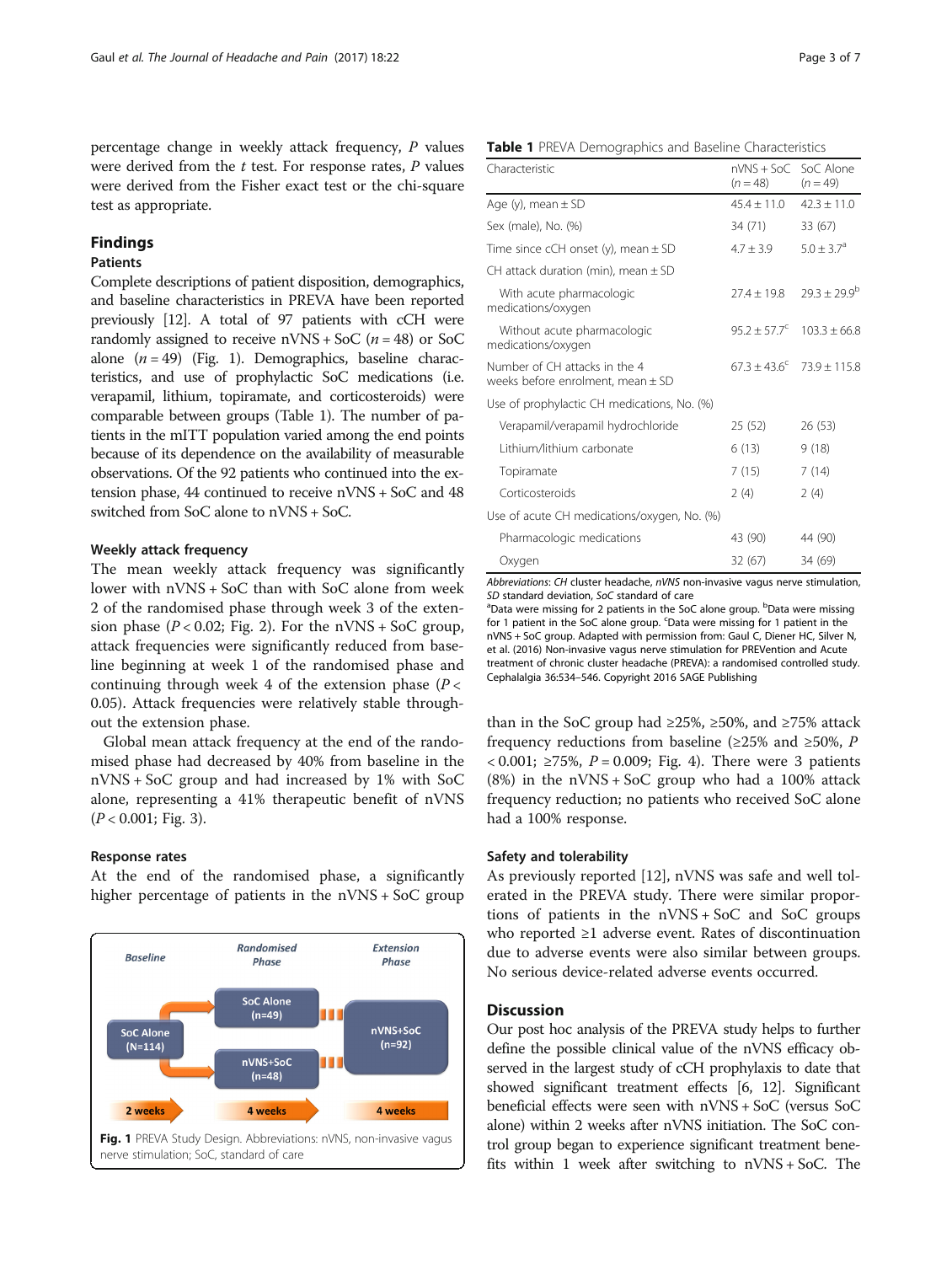percentage change in weekly attack frequency, $P$ values were derived from the $t$ test. For response rates, $P$ values were derived from the Fisher exact test or the chi-square test as appropriate.

## Findings

### Patients

Complete descriptions of patient disposition, demographics, and baseline characteristics in PREVA have been reported previously [12]. A total of 97 patients with cCH were randomly assigned to receive nVNS + SoC ($n = 48$) or SoC alone ($n = 49$) (Fig. 1). Demographics, baseline characteristics, and use of prophylactic SoC medications (i.e. verapamil, lithium, topiramate, and corticosteroids) were comparable between groups (Table 1). The number of patients in the mITT population varied among the end points because of its dependence on the availability of measurable observations. Of the 92 patients who continued into the extension phase, 44 continued to receive nVNS + SoC and 48 switched from SoC alone to nVNS + SoC.

### Weekly attack frequency

The mean weekly attack frequency was significantly lower with nVNS + SoC than with SoC alone from week 2 of the randomised phase through week 3 of the extension phase ($P < 0.02$; Fig. 2). For the nVNS + SoC group, attack frequencies were significantly reduced from baseline beginning at week 1 of the randomised phase and continuing through week 4 of the extension phase ($P < 0.05$). Attack frequencies were relatively stable throughout the extension phase.

Global mean attack frequency at the end of the randomised phase had decreased by 40% from baseline in the nVNS + SoC group and had increased by 1% with SoC alone, representing a 41% therapeutic benefit of nVNS ($P < 0.001$; Fig. 3).

### Response rates

At the end of the randomised phase, a significantly higher percentage of patients in the nVNS + SoC group than in the SoC group had ≥25%, ≥50%, and ≥75% attack frequency reductions from baseline (≥25% and ≥50%, $P < 0.001$; ≥75%, $P = 0.009$; Fig. 4). There were 3 patients (8%) in the nVNS + SoC group who had a 100% attack frequency reduction; no patients who received SoC alone had a 100% response.

Fig. 1 PREVA Study Design. Abbreviations: nVNS, non-invasive vagus nerve stimulation; SoC, standard of care

**Table 1** PREVA Demographics and Baseline Characteristics

| Characteristic | nVNS + SoC ($n = 48$) | SoC Alone ($n = 49$) |
|---|---|---|
| Age (y), mean ± SD | 45.4 ± 11.0 | 42.3 ± 11.0 |
| Sex (male), No. (%) | 34 (71) | 33 (67) |
| Time since cCH onset (y), mean ± SD | 4.7 ± 3.9 | 5.0 ± 3.7[a] |
| CH attack duration (min), mean ± SD | | |
| With acute pharmacologic medications/oxygen | 27.4 ± 19.8 | 29.3 ± 29.9[b] |
| Without acute pharmacologic medications/oxygen | 95.2 ± 57.7[c] | 103.3 ± 66.8 |
| Number of CH attacks in the 4 weeks before enrolment, mean ± SD | 67.3 ± 43.6[c] | 73.9 ± 115.8 |
| Use of prophylactic CH medications, No. (%) | | |
| Verapamil/verapamil hydrochloride | 25 (52) | 26 (53) |
| Lithium/lithium carbonate | 6 (13) | 9 (18) |
| Topiramate | 7 (15) | 7 (14) |
| Corticosteroids | 2 (4) | 2 (4) |
| Use of acute CH medications/oxygen, No. (%) | | |
| Pharmacologic medications | 43 (90) | 44 (90) |
| Oxygen | 32 (67) | 34 (69) |

*Abbreviations*: *CH* cluster headache, *nVNS* non-invasive vagus nerve stimulation, *SD* standard deviation, *SoC* standard of care
[a]Data were missing for 2 patients in the SoC alone group. [b]Data were missing for 1 patient in the SoC alone group. [c]Data were missing for 1 patient in the nVNS + SoC group. Adapted with permission from: Gaul C, Diener HC, Silver N, et al. (2016) Non-invasive vagus nerve stimulation for PREVention and Acute treatment of chronic cluster headache (PREVA): a randomised controlled study. Cephalalgia 36:534–546. Copyright 2016 SAGE Publishing

### Safety and tolerability

As previously reported [12], nVNS was safe and well tolerated in the PREVA study. There were similar proportions of patients in the nVNS + SoC and SoC groups who reported ≥1 adverse event. Rates of discontinuation due to adverse events were also similar between groups. No serious device-related adverse events occurred.

## Discussion

Our post hoc analysis of the PREVA study helps to further define the possible clinical value of the nVNS efficacy observed in the largest study of cCH prophylaxis to date that showed significant treatment effects [6, 12]. Significant beneficial effects were seen with nVNS + SoC (versus SoC alone) within 2 weeks after nVNS initiation. The SoC control group began to experience significant treatment benefits within 1 week after switching to nVNS + SoC. The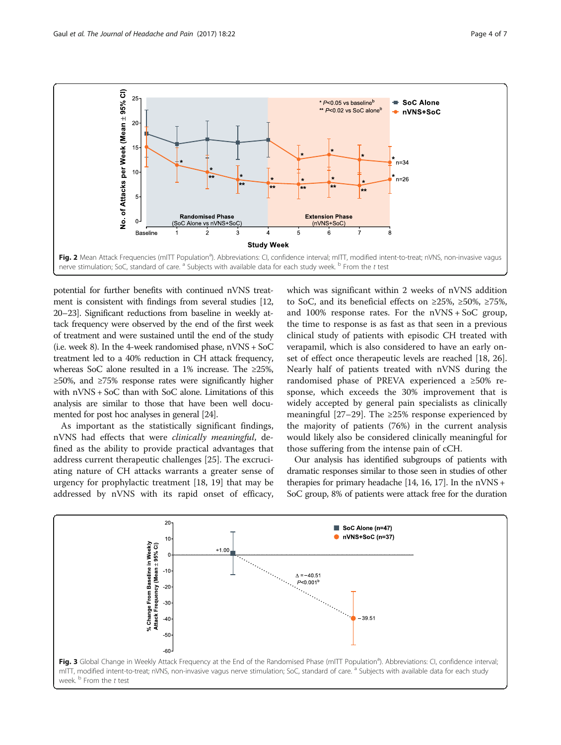Fig. 2 Mean Attack Frequencies (mITT Population[a]). Abbreviations: CI, confidence interval; mITT, modified intent-to-treat; nVNS, non-invasive vagus nerve stimulation; SoC, standard of care. [a] Subjects with available data for each study week. [b] From the *t* test

potential for further benefits with continued nVNS treatment is consistent with findings from several studies [12, 20–23]. Significant reductions from baseline in weekly attack frequency were observed by the end of the first week of treatment and were sustained until the end of the study (i.e. week 8). In the 4-week randomised phase, nVNS + SoC treatment led to a 40% reduction in CH attack frequency, whereas SoC alone resulted in a 1% increase. The ≥25%, ≥50%, and ≥75% response rates were significantly higher with nVNS + SoC than with SoC alone. Limitations of this analysis are similar to those that have been well documented for post hoc analyses in general [24].

As important as the statistically significant findings, nVNS had effects that were *clinically meaningful*, defined as the ability to provide practical advantages that address current therapeutic challenges [25]. The excruciating nature of CH attacks warrants a greater sense of urgency for prophylactic treatment [18, 19] that may be addressed by nVNS with its rapid onset of efficacy, which was significant within 2 weeks of nVNS addition to SoC, and its beneficial effects on ≥25%, ≥50%, ≥75%, and 100% response rates. For the nVNS + SoC group, the time to response is as fast as that seen in a previous clinical study of patients with episodic CH treated with verapamil, which is also considered to have an early onset of effect once therapeutic levels are reached [18, 26]. Nearly half of patients treated with nVNS during the randomised phase of PREVA experienced a ≥50% response, which exceeds the 30% improvement that is widely accepted by general pain specialists as clinically meaningful [27–29]. The ≥25% response experienced by the majority of patients (76%) in the current analysis would likely also be considered clinically meaningful for those suffering from the intense pain of cCH.

Our analysis has identified subgroups of patients with dramatic responses similar to those seen in studies of other therapies for primary headache [14, 16, 17]. In the nVNS + SoC group, 8% of patients were attack free for the duration

Fig. 3 Global Change in Weekly Attack Frequency at the End of the Randomised Phase (mITT Population[a]). Abbreviations: CI, confidence interval; mITT, modified intent-to-treat; nVNS, non-invasive vagus nerve stimulation; SoC, standard of care. [a] Subjects with available data for each study week. [b] From the *t* test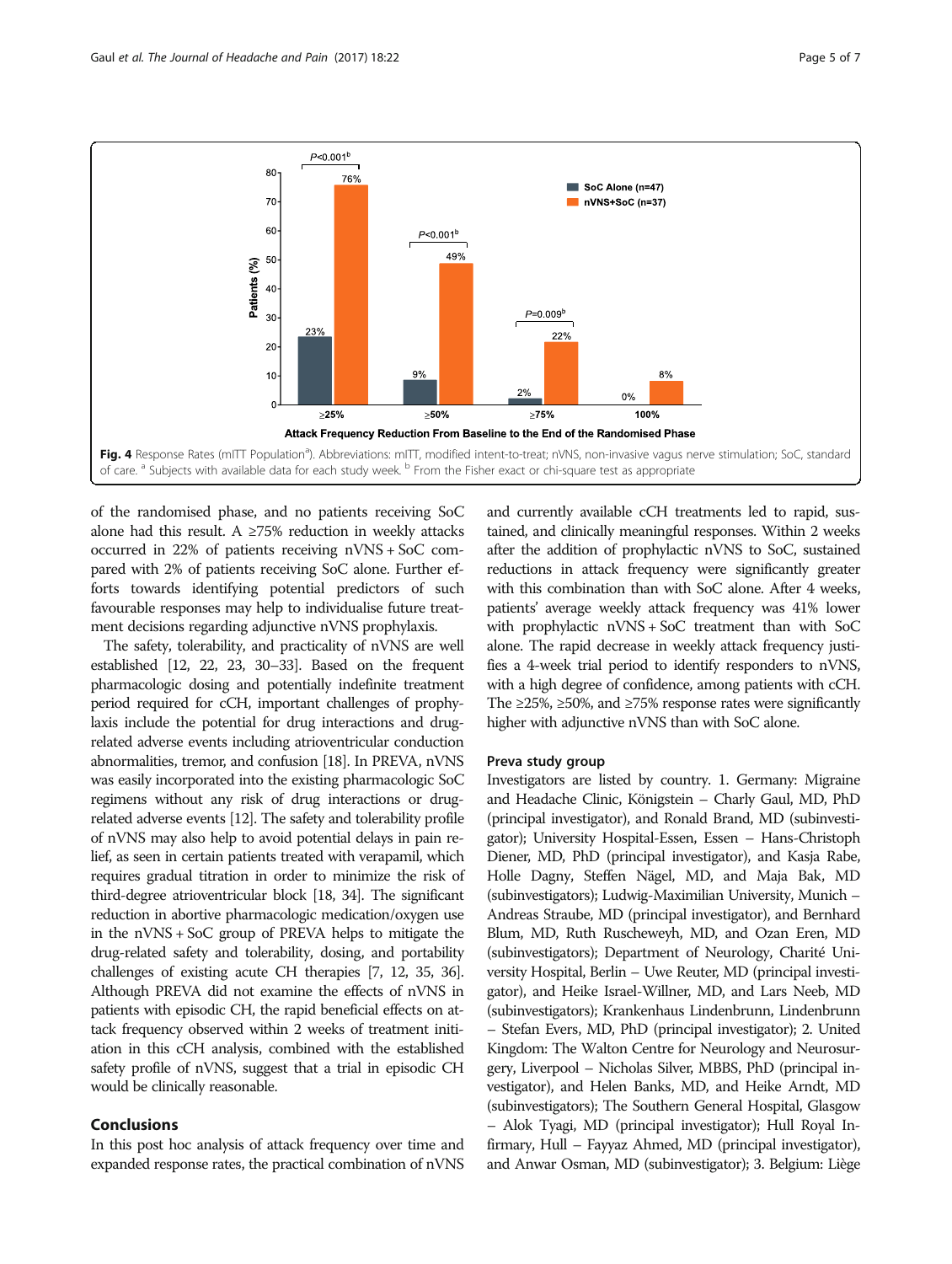Fig. 4 Response Rates (mITT Population[a]). Abbreviations: mITT, modified intent-to-treat; nVNS, non-invasive vagus nerve stimulation; SoC, standard of care. [a] Subjects with available data for each study week. [b] From the Fisher exact or chi-square test as appropriate

of the randomised phase, and no patients receiving SoC alone had this result. A ≥75% reduction in weekly attacks occurred in 22% of patients receiving nVNS + SoC compared with 2% of patients receiving SoC alone. Further efforts towards identifying potential predictors of such favourable responses may help to individualise future treatment decisions regarding adjunctive nVNS prophylaxis.

The safety, tolerability, and practicality of nVNS are well established [12, 22, 23, 30–33]. Based on the frequent pharmacologic dosing and potentially indefinite treatment period required for cCH, important challenges of prophylaxis include the potential for drug interactions and drug-related adverse events including atrioventricular conduction abnormalities, tremor, and confusion [18]. In PREVA, nVNS was easily incorporated into the existing pharmacologic SoC regimens without any risk of drug interactions or drug-related adverse events [12]. The safety and tolerability profile of nVNS may also help to avoid potential delays in pain relief, as seen in certain patients treated with verapamil, which requires gradual titration in order to minimize the risk of third-degree atrioventricular block [18, 34]. The significant reduction in abortive pharmacologic medication/oxygen use in the nVNS + SoC group of PREVA helps to mitigate the drug-related safety and tolerability, dosing, and portability challenges of existing acute CH therapies [7, 12, 35, 36]. Although PREVA did not examine the effects of nVNS in patients with episodic CH, the rapid beneficial effects on attack frequency observed within 2 weeks of treatment initiation in this cCH analysis, combined with the established safety profile of nVNS, suggest that a trial in episodic CH would be clinically reasonable.

## Conclusions

In this post hoc analysis of attack frequency over time and expanded response rates, the practical combination of nVNS and currently available cCH treatments led to rapid, sustained, and clinically meaningful responses. Within 2 weeks after the addition of prophylactic nVNS to SoC, sustained reductions in attack frequency were significantly greater with this combination than with SoC alone. After 4 weeks, patients' average weekly attack frequency was 41% lower with prophylactic nVNS + SoC treatment than with SoC alone. The rapid decrease in weekly attack frequency justifies a 4-week trial period to identify responders to nVNS, with a high degree of confidence, among patients with cCH. The ≥25%, ≥50%, and ≥75% response rates were significantly higher with adjunctive nVNS than with SoC alone.

### Preva study group

Investigators are listed by country. 1. Germany: Migraine and Headache Clinic, Königstein – Charly Gaul, MD, PhD (principal investigator), and Ronald Brand, MD (subinvestigator); University Hospital-Essen, Essen – Hans-Christoph Diener, MD, PhD (principal investigator), and Kasja Rabe, Holle Dagny, Steffen Nägel, MD, and Maja Bak, MD (subinvestigators); Ludwig-Maximilian University, Munich – Andreas Straube, MD (principal investigator), and Bernhard Blum, MD, Ruth Ruscheweyh, MD, and Ozan Eren, MD (subinvestigators); Department of Neurology, Charité University Hospital, Berlin – Uwe Reuter, MD (principal investigator), and Heike Israel-Willner, MD, and Lars Neeb, MD (subinvestigators); Krankenhaus Lindenbrunn, Lindenbrunn – Stefan Evers, MD, PhD (principal investigator); 2. United Kingdom: The Walton Centre for Neurology and Neurosurgery, Liverpool – Nicholas Silver, MBBS, PhD (principal investigator), and Helen Banks, MD, and Heike Arndt, MD (subinvestigators); The Southern General Hospital, Glasgow – Alok Tyagi, MD (principal investigator); Hull Royal Infirmary, Hull – Fayyaz Ahmed, MD (principal investigator), and Anwar Osman, MD (subinvestigator); 3. Belgium: Liège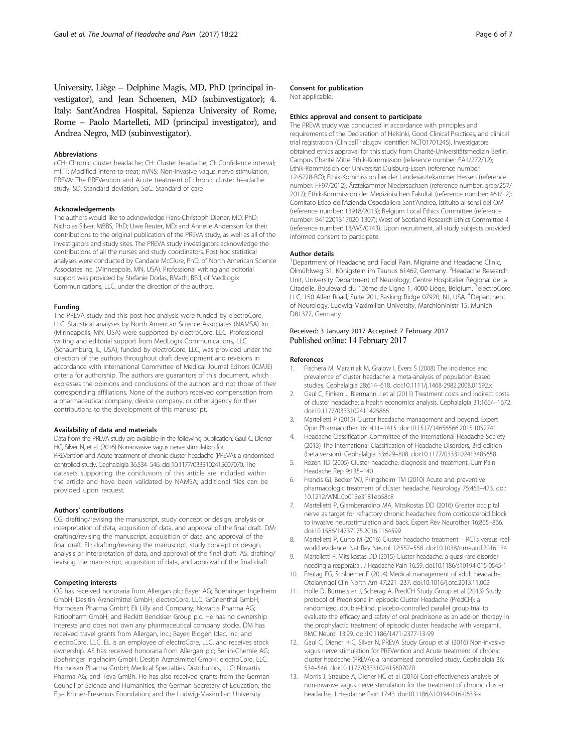University, Liège – Delphine Magis, MD, PhD (principal investigator), and Jean Schoenen, MD (subinvestigator); 4. Italy: Sant'Andrea Hospital, Sapienza University of Rome, Rome – Paolo Martelleti, MD (principal investigator), and Andrea Negro, MD (subinvestigator).

#### Abbreviations

cCH: Chronic cluster headache; CH: Cluster headache; CI: Confidence interval; mITT: Modified intent-to-treat; nVNS: Non-invasive vagus nerve stimulation; PREVA: The PREVention and Acute treatment of chronic cluster headache study; SD: Standard deviation; SoC: Standard of care

#### Acknowledgements

The authors would like to acknowledge Hans-Christoph Diener, MD, PhD; Nicholas Silver, MBBS, PhD; Uwe Reuter, MD; and Annelie Andersson for their contributions to the original publication of the PREVA study, as well as all of the investigators and study sites. The PREVA study investigators acknowledge the contributions of all the nurses and study coordinators. Post hoc statistical analyses were conducted by Candace McClure, PhD, of North American Science Associates Inc. (Minneapolis, MN, USA). Professional writing and editorial support was provided by Stefanie Dorlas, BMath, BEd, of MedLogix Communications, LLC, under the direction of the authors.

#### Funding

The PREVA study and this post hoc analysis were funded by electroCore, LLC. Statistical analyses by North American Science Associates (NAMSA) Inc. (Minneapolis, MN, USA) were supported by electroCore, LLC. Professional writing and editorial support from MedLogix Communications, LLC (Schaumburg, IL, USA), funded by electroCore, LLC, was provided under the direction of the authors throughout draft development and revisions in accordance with International Committee of Medical Journal Editors (ICMJE) criteria for authorship. The authors are guarantors of this document, which expresses the opinions and conclusions of the authors and not those of their corresponding affiliations. None of the authors received compensation from a pharmaceutical company, device company, or other agency for their contributions to the development of this manuscript.

#### Availability of data and materials

Data from the PREVA study are available in the following publication: Gaul C, Diener HC, Silver N, et al. (2016) Non-invasive vagus nerve stimulation for PREVention and Acute treatment of chronic cluster headache (PREVA): a randomised controlled study. Cephalalgia 36:534–546. doi:10.1177/0333102415607070. The datasets supporting the conclusions of this article are included within the article and have been validated by NAMSA; additional files can be provided upon request.

#### Authors' contributions

CG: drafting/revising the manuscript, study concept or design, analysis or interpretation of data, acquisition of data, and approval of the final draft. DM: drafting/revising the manuscript, acquisition of data, and approval of the final draft. EL: drafting/revising the manuscript, study concept or design, analysis or interpretation of data, and approval of the final draft. AS: drafting/revising the manuscript, acquisition of data, and approval of the final draft.

#### Competing interests

CG has received honoraria from Allergan plc; Bayer AG; Boehringer Ingelheim GmbH; Desitin Arzneimittel GmbH; electroCore, LLC; Grünenthal GmbH; Hormosan Pharma GmbH; Eli Lilly and Company; Novartis Pharma AG; Ratiopharm GmbH; and Reckitt Benckiser Group plc. He has no ownership interests and does not own any pharmaceutical company stocks. DM has received travel grants from Allergan, Inc.; Bayer; Biogen Idec, Inc; and electroCore, LLC. EL is an employee of electroCore, LLC, and receives stock ownership. AS has received honoraria from Allergan plc; Berlin-Chemie AG; Boehringer Ingelheim GmbH; Desitin Arzneimittel GmbH; electroCore, LLC; Hormosan Pharma GmbH; Medical Specialties Distributors, LLC; Novartis Pharma AG; and Teva GmBh. He has also received grants from the German Council of Science and Humanities; the German Secretary of Education; the Else Kröner-Fresenius Foundation; and the Ludwig-Maximilian University.

#### Consent for publication

Not applicable.

#### Ethics approval and consent to participate

The PREVA study was conducted in accordance with principles and requirements of the Declaration of Helsinki, Good Clinical Practices, and clinical trial registration (ClinicalTrials.gov identifier: NCT01701245). Investigators obtained ethics approval for this study from Charité-Universitätsmedizin Berlin, Campus Charité Mitte Ethik-Kommission (reference number: EA1/272/12); Ethik-Kommission der Universität Duisburg-Essen (reference number: 12-5228-BO); Ethik-Kommission bei der Landesärztekammer Hessen (reference number: FF97/2012); Ärztekammer Niedersachsen (reference number: grae/257/2012); Ethik-Kommission der Medizinischen Fakultät (reference number: 461/12); Comitato Etico dell'Azienda Ospedaliera Sant'Andrea, Istituito ai sensi del OM (reference number: 13918/2013); Belgium Local Ethics Committee (reference number: B412201317020 1307); West of Scotland Research Ethics Committee 4 (reference number: 13/WS/0143). Upon recruitment, all study subjects provided informed consent to participate.

#### Author details

[1]Department of Headache and Facial Pain, Migraine and Headache Clinic, Ölmühlweg 31, Königstein im Taunus 61462, Germany. [2]Headache Research Unit, University Department of Neurology, Centre Hospitalier Régional de la Citadelle, Boulevard du 12ème de Ligne 1, 4000 Liège, Belgium. [3]electroCore, LLC, 150 Allen Road, Suite 201, Basking Ridge 07920, NJ, USA. [4]Department of Neurology, Ludwig-Maximilian University, Marchioninistr 15, Munich D81377, Germany.

Received: 3 January 2017 Accepted: 7 February 2017
Published online: 14 February 2017

#### References

1. Fischera M, Marziniak M, Gralow I, Evers S (2008) The incidence and prevalence of cluster headache: a meta-analysis of population-based studies. Cephalalgia 28:614–618. doi:10.1111/j.1468-2982.2008.01592.x
2. Gaul C, Finken J, Biermann J et al (2011) Treatment costs and indirect costs of cluster headache: a health economics analysis. Cephalalgia 31:1664–1672. doi:10.1177/0333102411425866
3. Martelletti P (2015) Cluster headache management and beyond. Expert Opin Pharmacother 16:1411–1415. doi:10.1517/14656566.2015.1052741
4. Headache Classification Committee of the International Headache Society (2013) The International Classification of Headache Disorders, 3rd edition (beta version). Cephalalgia 33:629–808. doi:10.1177/0333102413485658
5. Rozen TD (2005) Cluster headache: diagnosis and treatment. Curr Pain Headache Rep 9:135–140
6. Francis GJ, Becker WJ, Pringsheim TM (2010) Acute and preventive pharmacologic treatment of cluster headache. Neurology 75:463–473. doi:10.1212/WNL.0b013e3181eb58c8
7. Martelletti P, Giamberardino MA, Mitsikostas DD (2016) Greater occipital nerve as target for refractory chronic headaches: from corticosteroid block to invasive neurostimulation and back. Expert Rev Neurother 16:865–866. doi:10.1586/14737175.2016.1164599
8. Martelletti P, Curto M (2016) Cluster headache treatment – RCTs versus real-world evidence. Nat Rev Neurol 12:557–558. doi:10.1038/nrneurol.2016.134
9. Martelletti P, Mitsikostas DD (2015) Cluster headache: a quasi-rare disorder needing a reappraisal. J Headache Pain 16:59. doi:10.1186/s10194-015-0545-1
10. Freitag FG, Schloemer F (2014) Medical management of adult headache. Otolaryngol Clin North Am 47:221–237. doi:10.1016/j.otc.2013.11.002
11. Holle D, Burmeister J, Scherag A, PredCH Study Group et al (2013) Study protocol of Prednisone in episodic Cluster Headache (PredCH): a randomized, double-blind, placebo-controlled parallel group trial to evaluate the efficacy and safety of oral prednisone as an add-on therapy in the prophylactic treatment of episodic cluster headache with verapamil. BMC Neurol 13:99. doi:10.1186/1471-2377-13-99
12. Gaul C, Diener H-C, Silver N, PREVA Study Group et al (2016) Non-invasive vagus nerve stimulation for PREVention and Acute treatment of chronic cluster headache (PREVA): a randomised controlled study. Cephalalgia 36: 534–546. doi:10.1177/0333102415607070
13. Morris J, Straube A, Diener HC et al (2016) Cost-effectiveness analysis of non-invasive vagus nerve stimulation for the treatment of chronic cluster headache. J Headache Pain 17:43. doi:10.1186/s10194-016-0633-x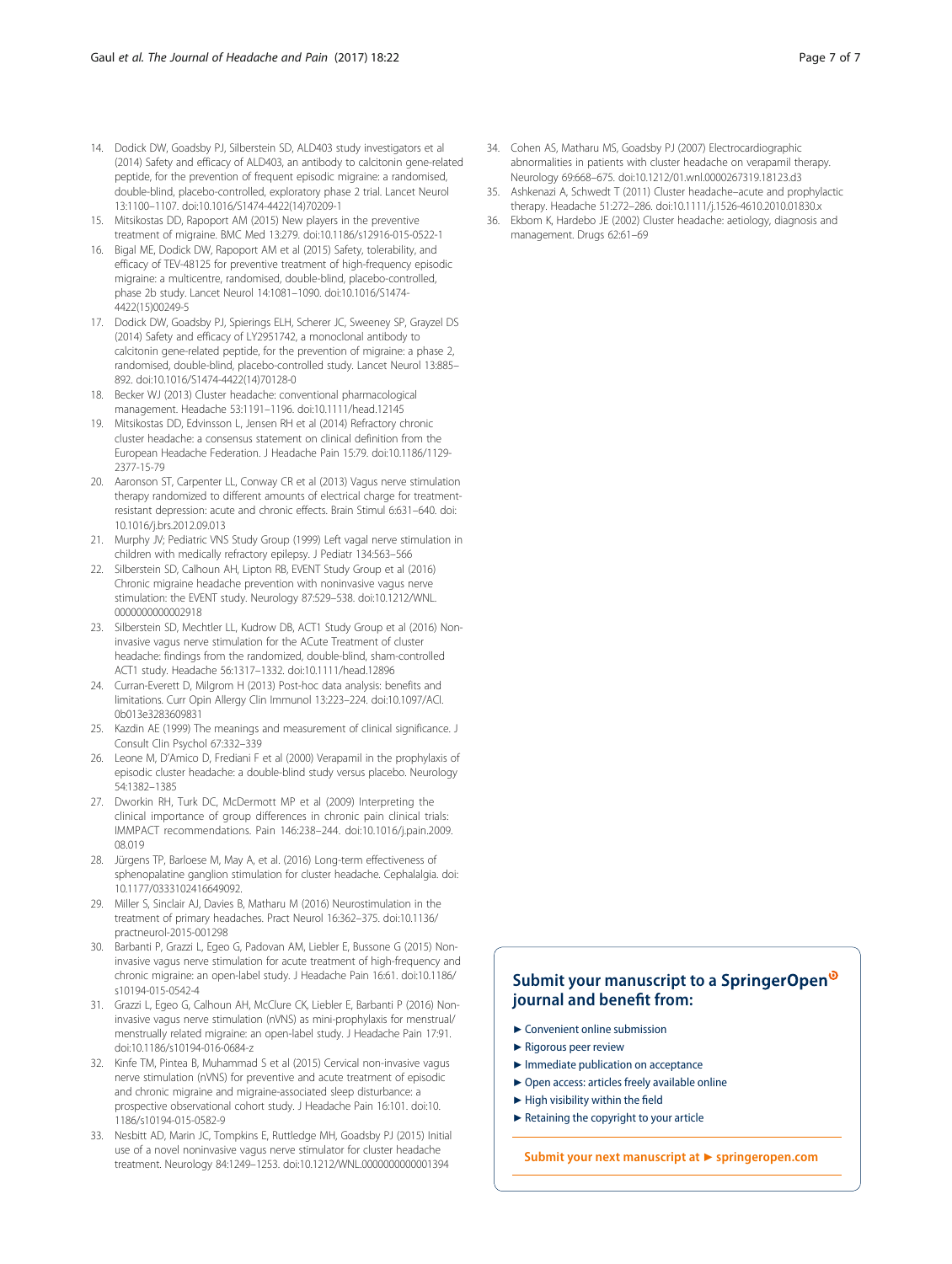14. Dodick DW, Goadsby PJ, Silberstein SD, ALD403 study investigators et al (2014) Safety and efficacy of ALD403, an antibody to calcitonin gene-related peptide, for the prevention of frequent episodic migraine: a randomised, double-blind, placebo-controlled, exploratory phase 2 trial. Lancet Neurol 13:1100–1107. doi:10.1016/S1474-4422(14)70209-1
15. Mitsikostas DD, Rapoport AM (2015) New players in the preventive treatment of migraine. BMC Med 13:279. doi:10.1186/s12916-015-0522-1
16. Bigal ME, Dodick DW, Rapoport AM et al (2015) Safety, tolerability, and efficacy of TEV-48125 for preventive treatment of high-frequency episodic migraine: a multicentre, randomised, double-blind, placebo-controlled, phase 2b study. Lancet Neurol 14:1081–1090. doi:10.1016/S1474-4422(15)00249-5
17. Dodick DW, Goadsby PJ, Spierings ELH, Scherer JC, Sweeney SP, Grayzel DS (2014) Safety and efficacy of LY2951742, a monoclonal antibody to calcitonin gene-related peptide, for the prevention of migraine: a phase 2, randomised, double-blind, placebo-controlled study. Lancet Neurol 13:885–892. doi:10.1016/S1474-4422(14)70128-0
18. Becker WJ (2013) Cluster headache: conventional pharmacological management. Headache 53:1191–1196. doi:10.1111/head.12145
19. Mitsikostas DD, Edvinsson L, Jensen RH et al (2014) Refractory chronic cluster headache: a consensus statement on clinical definition from the European Headache Federation. J Headache Pain 15:79. doi:10.1186/1129-2377-15-79
20. Aaronson ST, Carpenter LL, Conway CR et al (2013) Vagus nerve stimulation therapy randomized to different amounts of electrical charge for treatment-resistant depression: acute and chronic effects. Brain Stimul 6:631–640. doi:10.1016/j.brs.2012.09.013
21. Murphy JV; Pediatric VNS Study Group (1999) Left vagal nerve stimulation in children with medically refractory epilepsy. J Pediatr 134:563–566
22. Silberstein SD, Calhoun AH, Lipton RB, EVENT Study Group et al (2016) Chronic migraine headache prevention with noninvasive vagus nerve stimulation: the EVENT study. Neurology 87:529–538. doi:10.1212/WNL.0000000000002918
23. Silberstein SD, Mechtler LL, Kudrow DB, ACT1 Study Group et al (2016) Non-invasive vagus nerve stimulation for the ACute Treatment of cluster headache: findings from the randomized, double-blind, sham-controlled ACT1 study. Headache 56:1317–1332. doi:10.1111/head.12896
24. Curran-Everett D, Milgrom H (2013) Post-hoc data analysis: benefits and limitations. Curr Opin Allergy Clin Immunol 13:223–224. doi:10.1097/ACI.0b013e3283609831
25. Kazdin AE (1999) The meanings and measurement of clinical significance. J Consult Clin Psychol 67:332–339
26. Leone M, D'Amico D, Frediani F et al (2000) Verapamil in the prophylaxis of episodic cluster headache: a double-blind study versus placebo. Neurology 54:1382–1385
27. Dworkin RH, Turk DC, McDermott MP et al (2009) Interpreting the clinical importance of group differences in chronic pain clinical trials: IMMPACT recommendations. Pain 146:238–244. doi:10.1016/j.pain.2009.08.019
28. Jürgens TP, Barloese M, May A, et al. (2016) Long-term effectiveness of sphenopalatine ganglion stimulation for cluster headache. Cephalalgia. doi:10.1177/0333102416649092.
29. Miller S, Sinclair AJ, Davies B, Matharu M (2016) Neurostimulation in the treatment of primary headaches. Pract Neurol 16:362–375. doi:10.1136/practneurol-2015-001298
30. Barbanti P, Grazzi L, Egeo G, Padovan AM, Liebler E, Bussone G (2015) Non-invasive vagus nerve stimulation for acute treatment of high-frequency and chronic migraine: an open-label study. J Headache Pain 16:61. doi:10.1186/s10194-015-0542-4
31. Grazzi L, Egeo G, Calhoun AH, McClure CK, Liebler E, Barbanti P (2016) Non-invasive vagus nerve stimulation (nVNS) as mini-prophylaxis for menstrual/menstrually related migraine: an open-label study. J Headache Pain 17:91. doi:10.1186/s10194-016-0684-z
32. Kinfe TM, Pintea B, Muhammad S et al (2015) Cervical non-invasive vagus nerve stimulation (nVNS) for preventive and acute treatment of episodic and chronic migraine and migraine-associated sleep disturbance: a prospective observational cohort study. J Headache Pain 16:101. doi:10.1186/s10194-015-0582-9
33. Nesbitt AD, Marin JC, Tompkins E, Ruttledge MH, Goadsby PJ (2015) Initial use of a novel noninvasive vagus nerve stimulator for cluster headache treatment. Neurology 84:1249–1253. doi:10.1212/WNL.0000000000001394
34. Cohen AS, Matharu MS, Goadsby PJ (2007) Electrocardiographic abnormalities in patients with cluster headache on verapamil therapy. Neurology 69:668–675. doi:10.1212/01.wnl.0000267319.18123.d3
35. Ashkenazi A, Schwedt T (2011) Cluster headache–acute and prophylactic therapy. Headache 51:272–286. doi:10.1111/j.1526-4610.2010.01830.x
36. Ekbom K, Hardebo JE (2002) Cluster headache: aetiology, diagnosis and management. Drugs 62:61–69

**Submit your manuscript to a SpringerOpen journal and benefit from:**

- ► Convenient online submission
- ► Rigorous peer review
- ► Immediate publication on acceptance
- ► Open access: articles freely available online
- ► High visibility within the field
- ► Retaining the copyright to your article

**Submit your next manuscript at ► springeropen.com**